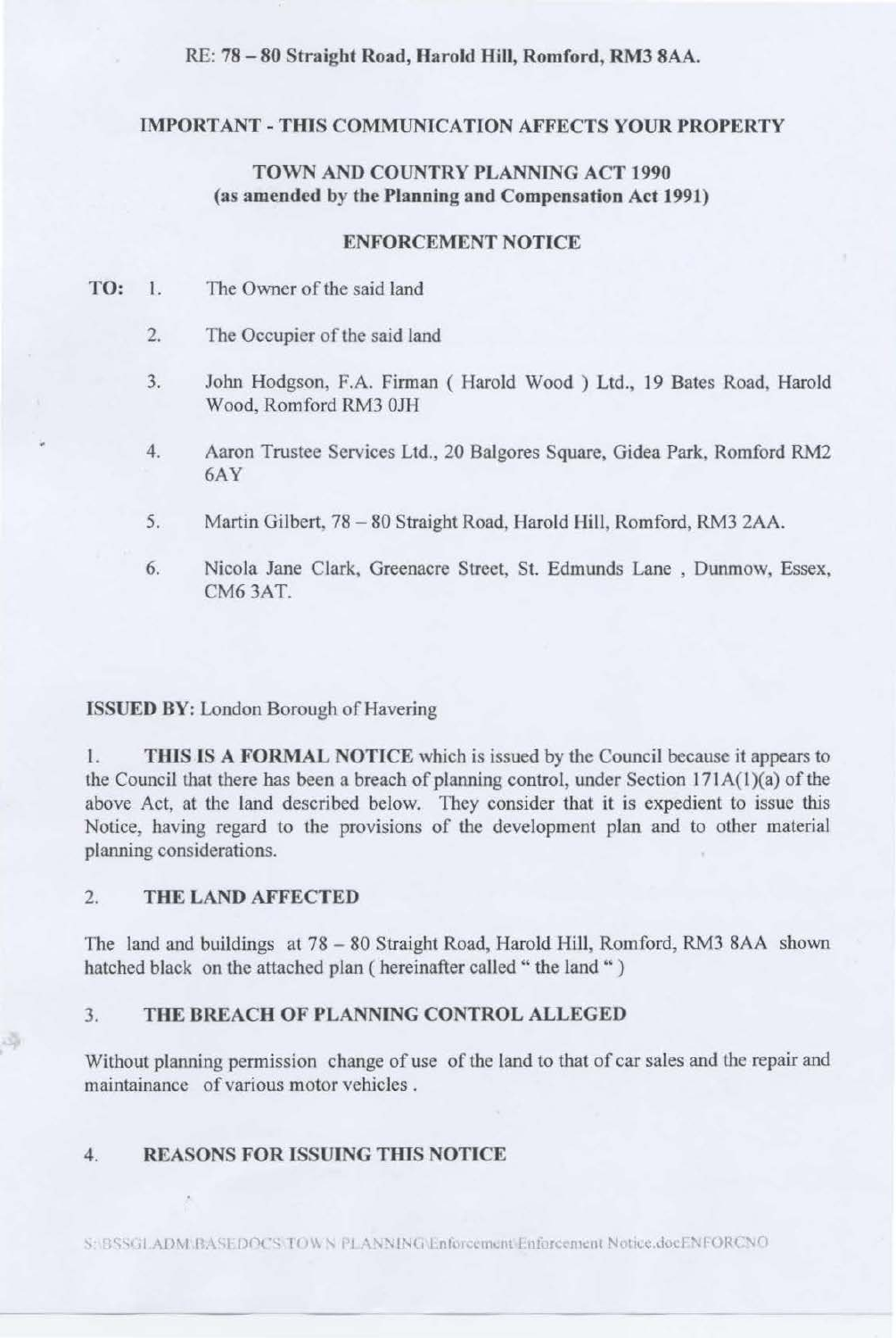RE: 78 – 80 Straight Road, Harold Hill, Romford, RM3 8AA.

**IMPORTANT - THIS COMMUNICATION AFFECTS YOUR PROPERTY**

**TOWN AND COUNTRY PLANNING ACT 1990**
**(as amended by the Planning and Compensation Act 1991)**

**ENFORCEMENT NOTICE**

**TO:**

1. The Owner of the said land
2. The Occupier of the said land
3. John Hodgson, F.A. Firman ( Harold Wood ) Ltd., 19 Bates Road, Harold Wood, Romford RM3 0JH
4. Aaron Trustee Services Ltd., 20 Balgores Square, Gidea Park, Romford RM2 6AY
5. Martin Gilbert, 78 – 80 Straight Road, Harold Hill, Romford, RM3 2AA.
6. Nicola Jane Clark, Greenacre Street, St. Edmunds Lane , Dunmow, Essex, CM6 3AT.

**ISSUED BY:** London Borough of Havering

1. **THIS IS A FORMAL NOTICE** which is issued by the Council because it appears to the Council that there has been a breach of planning control, under Section 171A(1)(a) of the above Act, at the land described below. They consider that it is expedient to issue this Notice, having regard to the provisions of the development plan and to other material planning considerations.

## 2. THE LAND AFFECTED

The land and buildings at 78 – 80 Straight Road, Harold Hill, Romford, RM3 8AA shown hatched black on the attached plan ( hereinafter called " the land " )

## 3. THE BREACH OF PLANNING CONTROL ALLEGED

Without planning permission change of use of the land to that of car sales and the repair and maintainance of various motor vehicles .

## 4. REASONS FOR ISSUING THIS NOTICE

S:\BSSGLADM\BASEDOCS\TOWN PLANNING\Enforcement\Enforcement Notice.docENFORCNO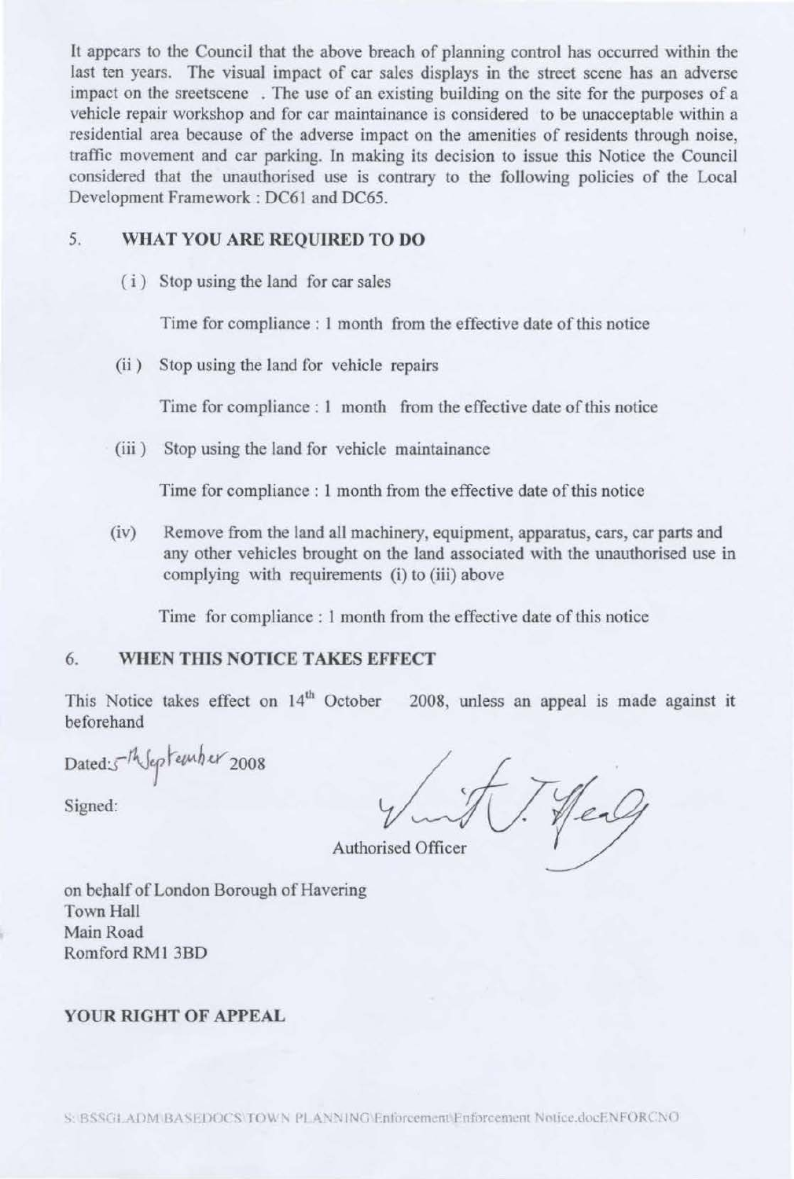It appears to the Council that the above breach of planning control has occurred within the last ten years. The visual impact of car sales displays in the street scene has an adverse impact on the sreetscene . The use of an existing building on the site for the purposes of a vehicle repair workshop and for car maintainance is considered to be unacceptable within a residential area because of the adverse impact on the amenities of residents through noise, traffic movement and car parking. In making its decision to issue this Notice the Council considered that the unauthorised use is contrary to the following policies of the Local Development Framework : DC61 and DC65.

## 5. WHAT YOU ARE REQUIRED TO DO

(i) Stop using the land for car sales

Time for compliance : 1 month from the effective date of this notice

(ii) Stop using the land for vehicle repairs

Time for compliance : 1 month from the effective date of this notice

(iii) Stop using the land for vehicle maintainance

Time for compliance : 1 month from the effective date of this notice

(iv) Remove from the land all machinery, equipment, apparatus, cars, car parts and any other vehicles brought on the land associated with the unauthorised use in complying with requirements (i) to (iii) above

Time for compliance : 1 month from the effective date of this notice

## 6. WHEN THIS NOTICE TAKES EFFECT

This Notice takes effect on 14th October 2008, unless an appeal is made against it beforehand

Dated: 5th September 2008

Signed:

Authorised Officer

on behalf of London Borough of Havering
Town Hall
Main Road
Romford RM1 3BD

## YOUR RIGHT OF APPEAL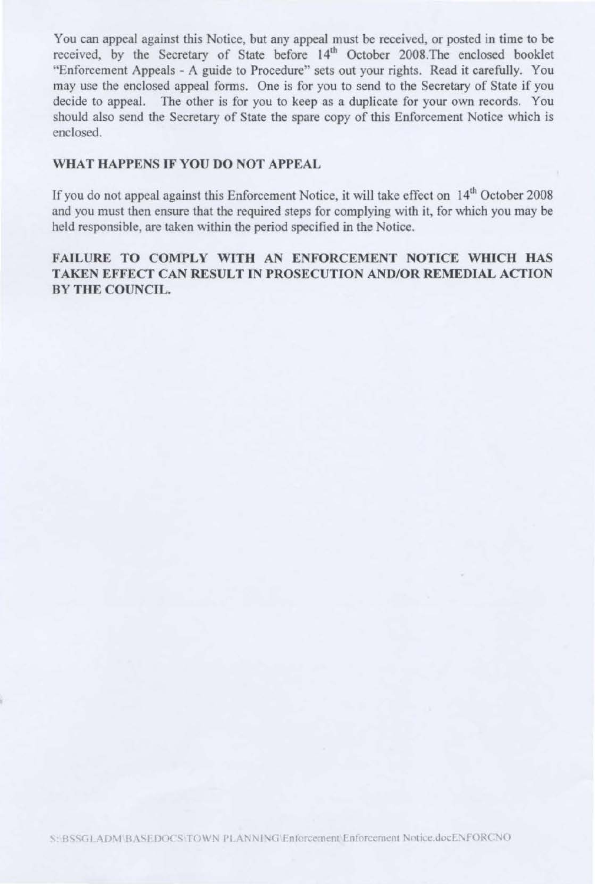You can appeal against this Notice, but any appeal must be received, or posted in time to be received, by the Secretary of State before 14th October 2008.The enclosed booklet "Enforcement Appeals - A guide to Procedure" sets out your rights. Read it carefully. You may use the enclosed appeal forms. One is for you to send to the Secretary of State if you decide to appeal. The other is for you to keep as a duplicate for your own records. You should also send the Secretary of State the spare copy of this Enforcement Notice which is enclosed.

**WHAT HAPPENS IF YOU DO NOT APPEAL**

If you do not appeal against this Enforcement Notice, it will take effect on 14th October 2008 and you must then ensure that the required steps for complying with it, for which you may be held responsible, are taken within the period specified in the Notice.

**FAILURE TO COMPLY WITH AN ENFORCEMENT NOTICE WHICH HAS TAKEN EFFECT CAN RESULT IN PROSECUTION AND/OR REMEDIAL ACTION BY THE COUNCIL.**

S:\BSSGLADM\BASEDOCS\TOWN PLANNING\Enforcement\Enforcement Notice.docENFORCNO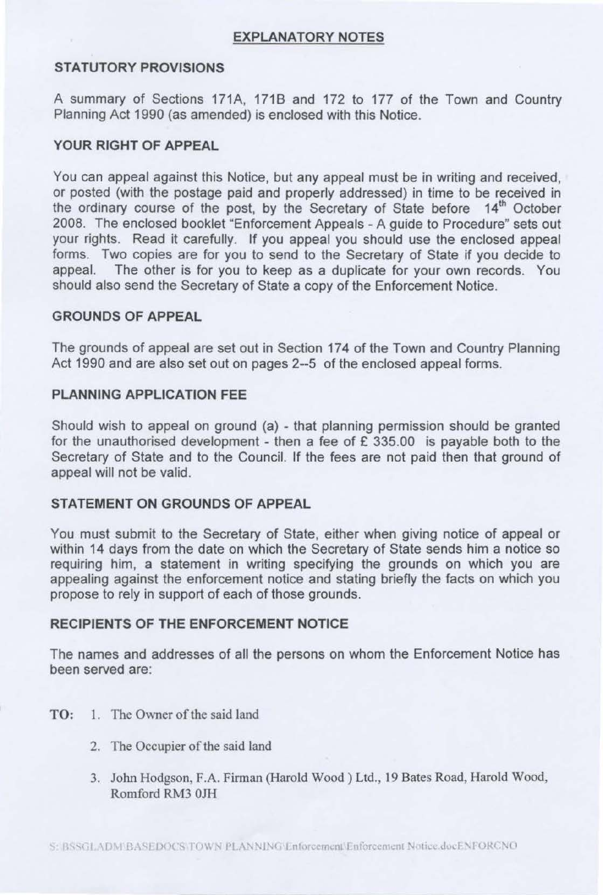## EXPLANATORY NOTES

### STATUTORY PROVISIONS

A summary of Sections 171A, 171B and 172 to 177 of the Town and Country Planning Act 1990 (as amended) is enclosed with this Notice.

### YOUR RIGHT OF APPEAL

You can appeal against this Notice, but any appeal must be in writing and received, or posted (with the postage paid and properly addressed) in time to be received in the ordinary course of the post, by the Secretary of State before 14th October 2008. The enclosed booklet "Enforcement Appeals - A guide to Procedure" sets out your rights. Read it carefully. If you appeal you should use the enclosed appeal forms. Two copies are for you to send to the Secretary of State if you decide to appeal. The other is for you to keep as a duplicate for your own records. You should also send the Secretary of State a copy of the Enforcement Notice.

### GROUNDS OF APPEAL

The grounds of appeal are set out in Section 174 of the Town and Country Planning Act 1990 and are also set out on pages 2--5 of the enclosed appeal forms.

### PLANNING APPLICATION FEE

Should wish to appeal on ground (a) - that planning permission should be granted for the unauthorised development - then a fee of £ 335.00 is payable both to the Secretary of State and to the Council. If the fees are not paid then that ground of appeal will not be valid.

### STATEMENT ON GROUNDS OF APPEAL

You must submit to the Secretary of State, either when giving notice of appeal or within 14 days from the date on which the Secretary of State sends him a notice so requiring him, a statement in writing specifying the grounds on which you are appealing against the enforcement notice and stating briefly the facts on which you propose to rely in support of each of those grounds.

### RECIPIENTS OF THE ENFORCEMENT NOTICE

The names and addresses of all the persons on whom the Enforcement Notice has been served are:

**TO:**

1. The Owner of the said land
2. The Occupier of the said land
3. John Hodgson, F.A. Firman (Harold Wood ) Ltd., 19 Bates Road, Harold Wood, Romford RM3 0JH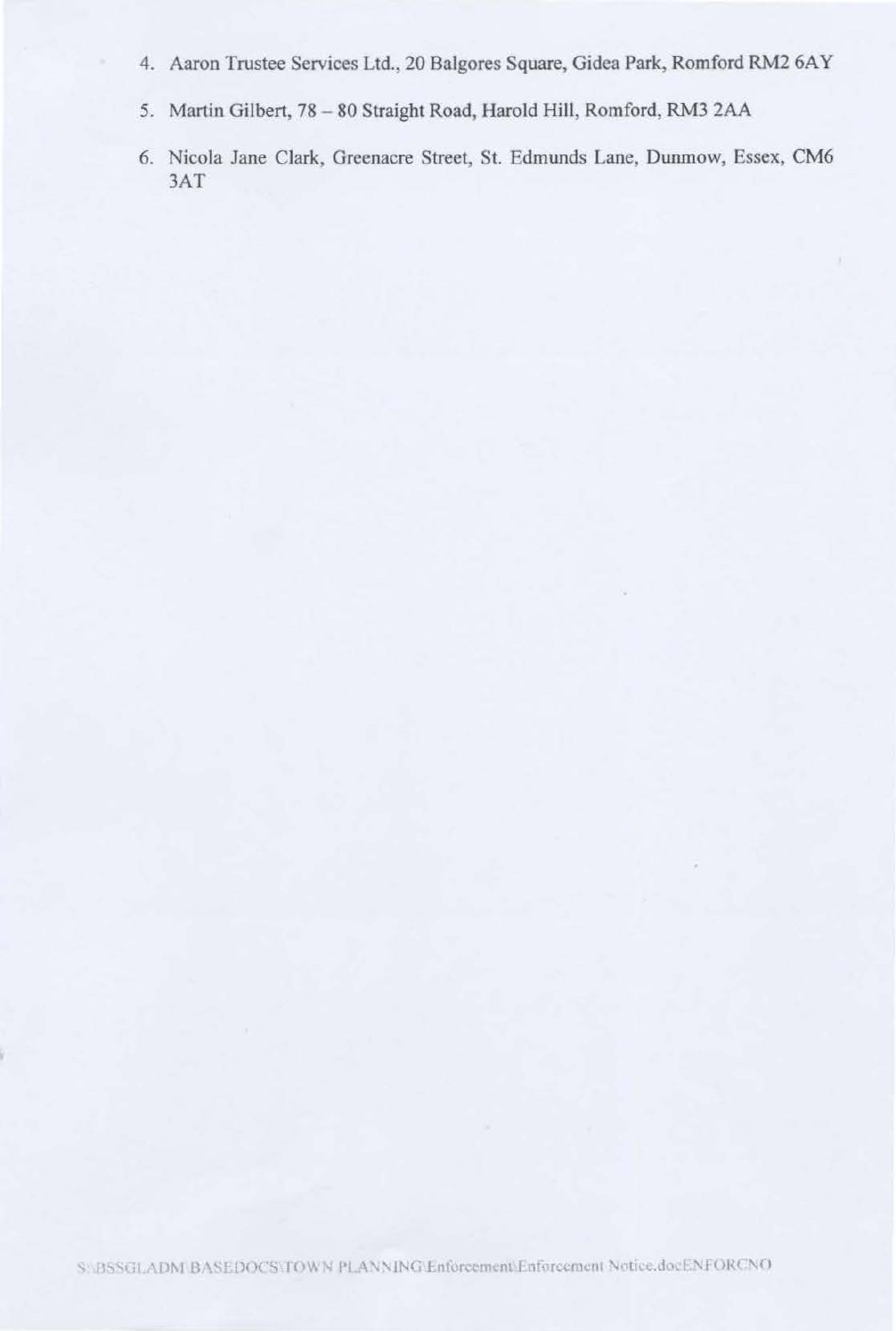4. Aaron Trustee Services Ltd., 20 Balgores Square, Gidea Park, Romford RM2 6AY
5. Martin Gilbert, 78 – 80 Straight Road, Harold Hill, Romford, RM3 2AA
6. Nicola Jane Clark, Greenacre Street, St. Edmunds Lane, Dunmow, Essex, CM6 3AT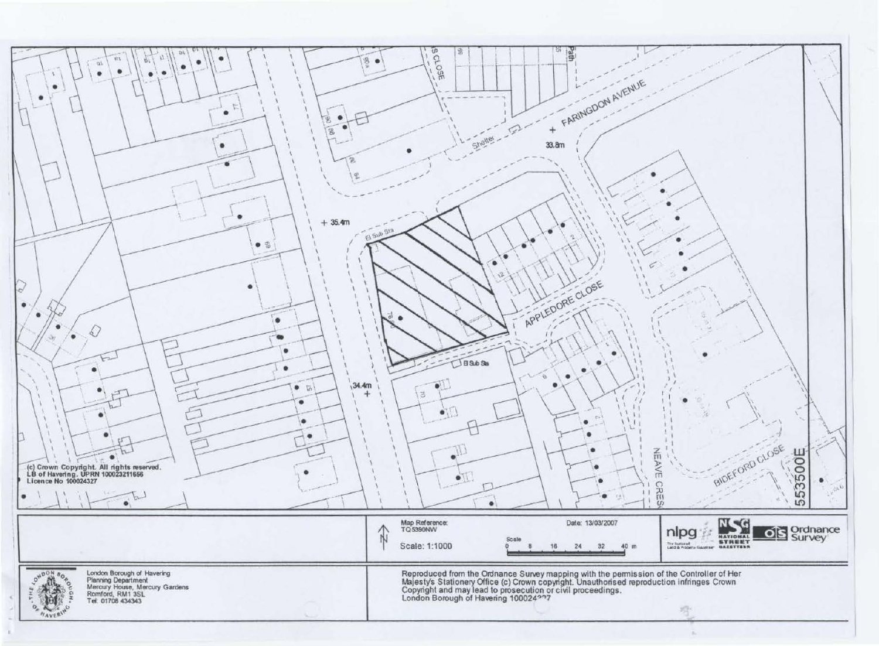(c) Crown Copyright. All rights reserved.
LB of Havering. UPRN 100023211656
Licence No 100024327

FARINGDON AVENUE

APPLEDORE CLOSE

NEAVE CRES

BIDEFORD CLOSE

553500E

Map Reference: TQ5390NW

Scale: 1:1000

Date: 13/03/2007

Scale 0 8 16 24 32 40 m

nlpg

NATIONAL STREET GAZETTEER

Ordnance Survey

London Borough of Havering
Planning Department
Mercury House, Mercury Gardens
Romford, RM1 3SL
Tel: 01708 434343

Reproduced from the Ordnance Survey mapping with the permission of the Controller of Her Majesty's Stationery Office (c) Crown copyright. Unauthorised reproduction infringes Crown Copyright and may lead to prosecution or civil proceedings.
London Borough of Havering 100024327